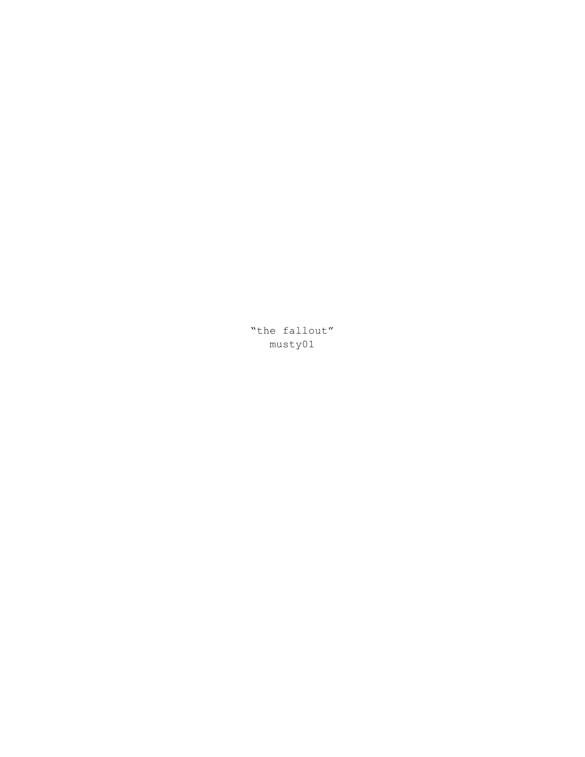"the fallout"
musty01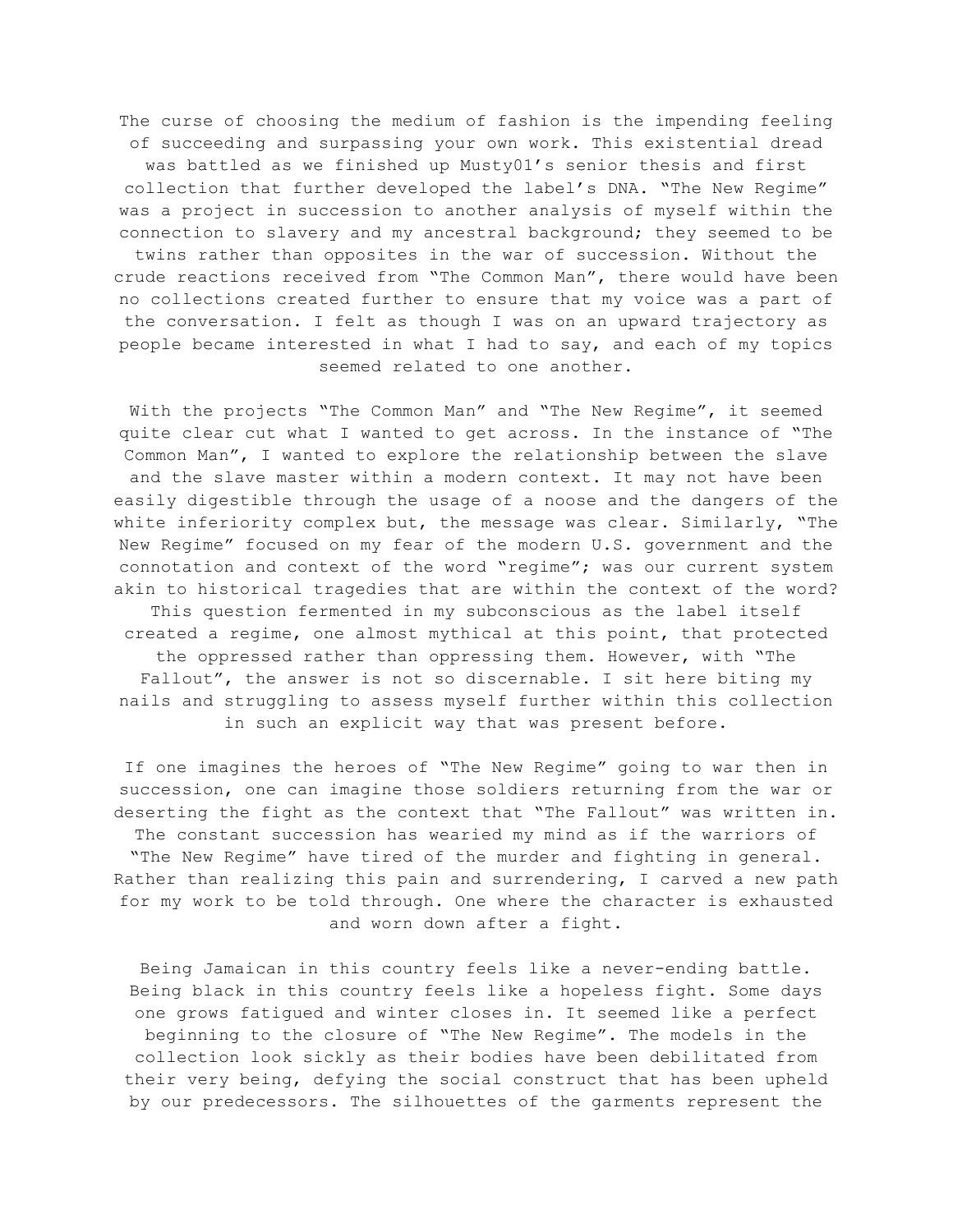The curse of choosing the medium of fashion is the impending feeling of succeeding and surpassing your own work. This existential dread was battled as we finished up Musty01's senior thesis and first collection that further developed the label's DNA. "The New Regime" was a project in succession to another analysis of myself within the connection to slavery and my ancestral background; they seemed to be twins rather than opposites in the war of succession. Without the crude reactions received from "The Common Man", there would have been no collections created further to ensure that my voice was a part of the conversation. I felt as though I was on an upward trajectory as people became interested in what I had to say, and each of my topics seemed related to one another.

With the projects "The Common Man" and "The New Regime", it seemed quite clear cut what I wanted to get across. In the instance of "The Common Man", I wanted to explore the relationship between the slave and the slave master within a modern context. It may not have been easily digestible through the usage of a noose and the dangers of the white inferiority complex but, the message was clear. Similarly, "The New Regime" focused on my fear of the modern U.S. government and the connotation and context of the word "regime"; was our current system akin to historical tragedies that are within the context of the word? This question fermented in my subconscious as the label itself created a regime, one almost mythical at this point, that protected the oppressed rather than oppressing them. However, with "The Fallout", the answer is not so discernable. I sit here biting my nails and struggling to assess myself further within this collection in such an explicit way that was present before.

If one imagines the heroes of "The New Regime" going to war then in succession, one can imagine those soldiers returning from the war or deserting the fight as the context that "The Fallout" was written in. The constant succession has wearied my mind as if the warriors of "The New Regime" have tired of the murder and fighting in general. Rather than realizing this pain and surrendering, I carved a new path for my work to be told through. One where the character is exhausted and worn down after a fight.

Being Jamaican in this country feels like a never-ending battle. Being black in this country feels like a hopeless fight. Some days one grows fatigued and winter closes in. It seemed like a perfect beginning to the closure of "The New Regime". The models in the collection look sickly as their bodies have been debilitated from their very being, defying the social construct that has been upheld by our predecessors. The silhouettes of the garments represent the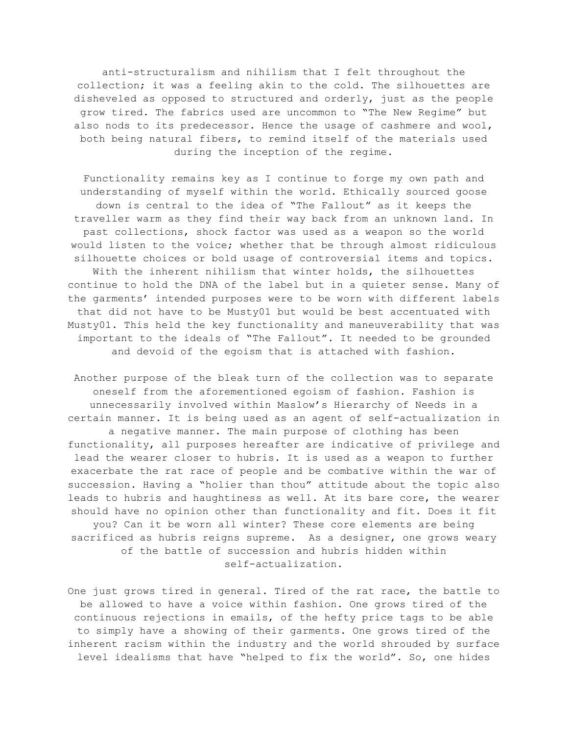anti-structuralism and nihilism that I felt throughout the collection; it was a feeling akin to the cold. The silhouettes are disheveled as opposed to structured and orderly, just as the people grow tired. The fabrics used are uncommon to "The New Regime" but also nods to its predecessor. Hence the usage of cashmere and wool, both being natural fibers, to remind itself of the materials used during the inception of the regime.

Functionality remains key as I continue to forge my own path and understanding of myself within the world. Ethically sourced goose down is central to the idea of "The Fallout" as it keeps the traveller warm as they find their way back from an unknown land. In past collections, shock factor was used as a weapon so the world would listen to the voice; whether that be through almost ridiculous silhouette choices or bold usage of controversial items and topics. With the inherent nihilism that winter holds, the silhouettes continue to hold the DNA of the label but in a quieter sense. Many of the garments' intended purposes were to be worn with different labels that did not have to be Musty01 but would be best accentuated with Musty01. This held the key functionality and maneuverability that was important to the ideals of "The Fallout". It needed to be grounded and devoid of the egoism that is attached with fashion.

Another purpose of the bleak turn of the collection was to separate oneself from the aforementioned egoism of fashion. Fashion is unnecessarily involved within Maslow's Hierarchy of Needs in a certain manner. It is being used as an agent of self-actualization in a negative manner. The main purpose of clothing has been functionality, all purposes hereafter are indicative of privilege and lead the wearer closer to hubris. It is used as a weapon to further exacerbate the rat race of people and be combative within the war of succession. Having a "holier than thou" attitude about the topic also leads to hubris and haughtiness as well. At its bare core, the wearer should have no opinion other than functionality and fit. Does it fit you? Can it be worn all winter? These core elements are being sacrificed as hubris reigns supreme. As a designer, one grows weary of the battle of succession and hubris hidden within self-actualization.

One just grows tired in general. Tired of the rat race, the battle to be allowed to have a voice within fashion. One grows tired of the continuous rejections in emails, of the hefty price tags to be able to simply have a showing of their garments. One grows tired of the inherent racism within the industry and the world shrouded by surface level idealisms that have "helped to fix the world". So, one hides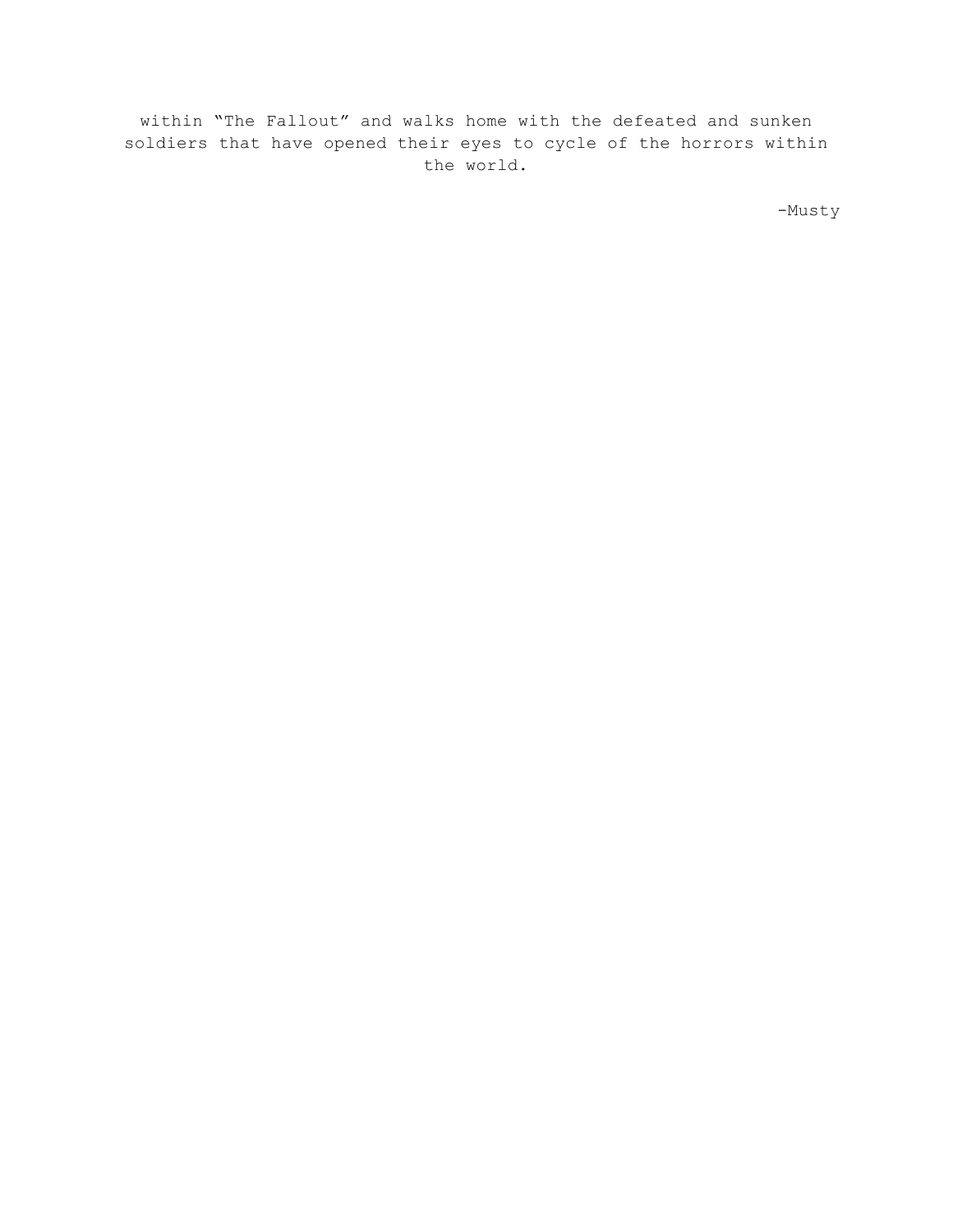within “The Fallout” and walks home with the defeated and sunken soldiers that have opened their eyes to cycle of the horrors within the world.

-Musty